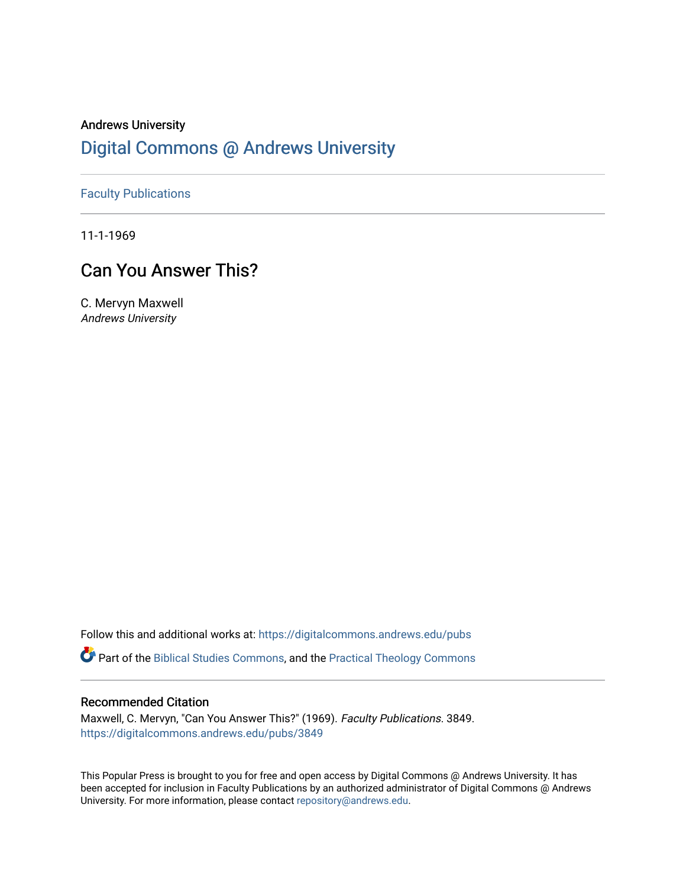Andrews University

# Digital Commons @ Andrews University

Faculty Publications

11-1-1969

## Can You Answer This?

C. Mervyn Maxwell
*Andrews University*

Follow this and additional works at: https://digitalcommons.andrews.edu/pubs

Part of the Biblical Studies Commons, and the Practical Theology Commons

### Recommended Citation

Maxwell, C. Mervyn, "Can You Answer This?" (1969). *Faculty Publications*. 3849.
https://digitalcommons.andrews.edu/pubs/3849

This Popular Press is brought to you for free and open access by Digital Commons @ Andrews University. It has been accepted for inclusion in Faculty Publications by an authorized administrator of Digital Commons @ Andrews University. For more information, please contact repository@andrews.edu.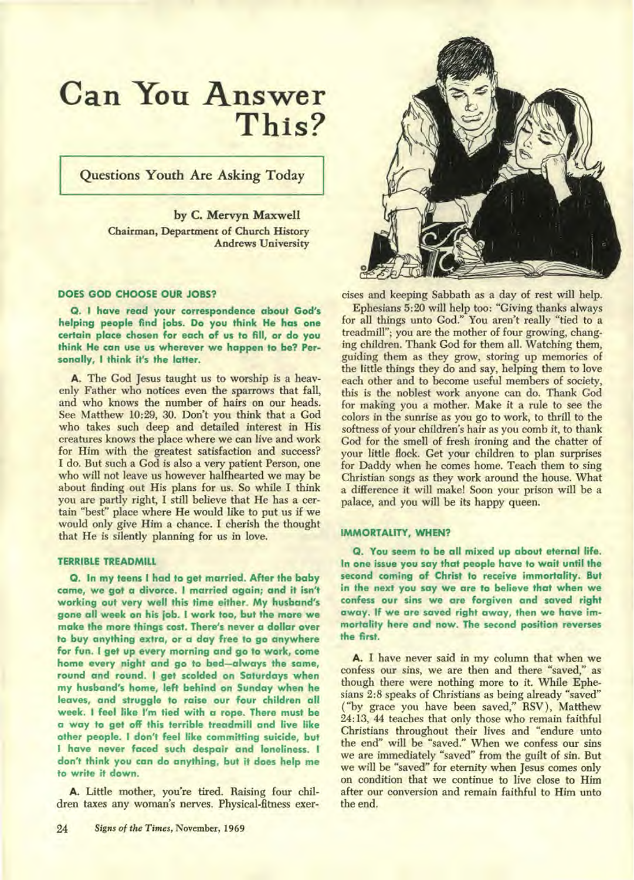# Can You Answer This?

## Questions Youth Are Asking Today

by C. Mervyn Maxwell
Chairman, Department of Church History
Andrews University

### DOES GOD CHOOSE OUR JOBS?

**Q. I have read your correspondence about God's helping people find jobs. Do you think He has one certain place chosen for each of us to fill, or do you think He can use us wherever we happen to be? Personally, I think it's the latter.**

**A.** The God Jesus taught us to worship is a heavenly Father who notices even the sparrows that fall, and who knows the number of hairs on our heads. See Matthew 10:29, 30. Don't you think that a God who takes such deep and detailed interest in His creatures knows the place where we can live and work for Him with the greatest satisfaction and success? I do. But such a God is also a very patient Person, one who will not leave us however halfhearted we may be about finding out His plans for us. So while I think you are partly right, I still believe that He has a certain "best" place where He would like to put us if we would only give Him a chance. I cherish the thought that He is silently planning for us in love.

### TERRIBLE TREADMILL

**Q. In my teens I had to get married. After the baby came, we got a divorce. I married again; and it isn't working out very well this time either. My husband's gone all week on his job. I work too, but the more we make the more things cost. There's never a dollar over to buy anything extra, or a day free to go anywhere for fun. I get up every morning and go to work, come home every night and go to bed—always the same, round and round. I get scolded on Saturdays when my husband's home, left behind on Sunday when he leaves, and struggle to raise our four children all week. I feel like I'm tied with a rope. There must be a way to get off this terrible treadmill and live like other people. I don't feel like committing suicide, but I have never faced such despair and loneliness. I don't think you can do anything, but it does help me to write it down.**

**A.** Little mother, you're tired. Raising four children taxes any woman's nerves. Physical-fitness exercises and keeping Sabbath as a day of rest will help.

Ephesians 5:20 will help too: "Giving thanks always for all things unto God." You aren't really "tied to a treadmill"; you are the mother of four growing, changing children. Thank God for them all. Watching them, guiding them as they grow, storing up memories of the little things they do and say, helping them to love each other and to become useful members of society, this is the noblest work anyone can do. Thank God for making you a mother. Make it a rule to see the colors in the sunrise as you go to work, to thrill to the softness of your children's hair as you comb it, to thank God for the smell of fresh ironing and the chatter of your little flock. Get your children to plan surprises for Daddy when he comes home. Teach them to sing Christian songs as they work around the house. What a difference it will make! Soon your prison will be a palace, and you will be its happy queen.

### IMMORTALITY, WHEN?

**Q. You seem to be all mixed up about eternal life. In one issue you say that people have to wait until the second coming of Christ to receive immortality. But in the next you say we are to believe that when we confess our sins we are forgiven and saved right away. If we are saved right away, then we have immortality here and now. The second position reverses the first.**

**A.** I have never said in my column that when we confess our sins, we are then and there "saved," as though there were nothing more to it. While Ephesians 2:8 speaks of Christians as being already "saved" ("by grace you have been saved," RSV), Matthew 24:13, 44 teaches that only those who remain faithful Christians throughout their lives and "endure unto the end" will be "saved." When we confess our sins we are immediately "saved" from the guilt of sin. But we will be "saved" for eternity when Jesus comes only on condition that we continue to live close to Him after our conversion and remain faithful to Him unto the end.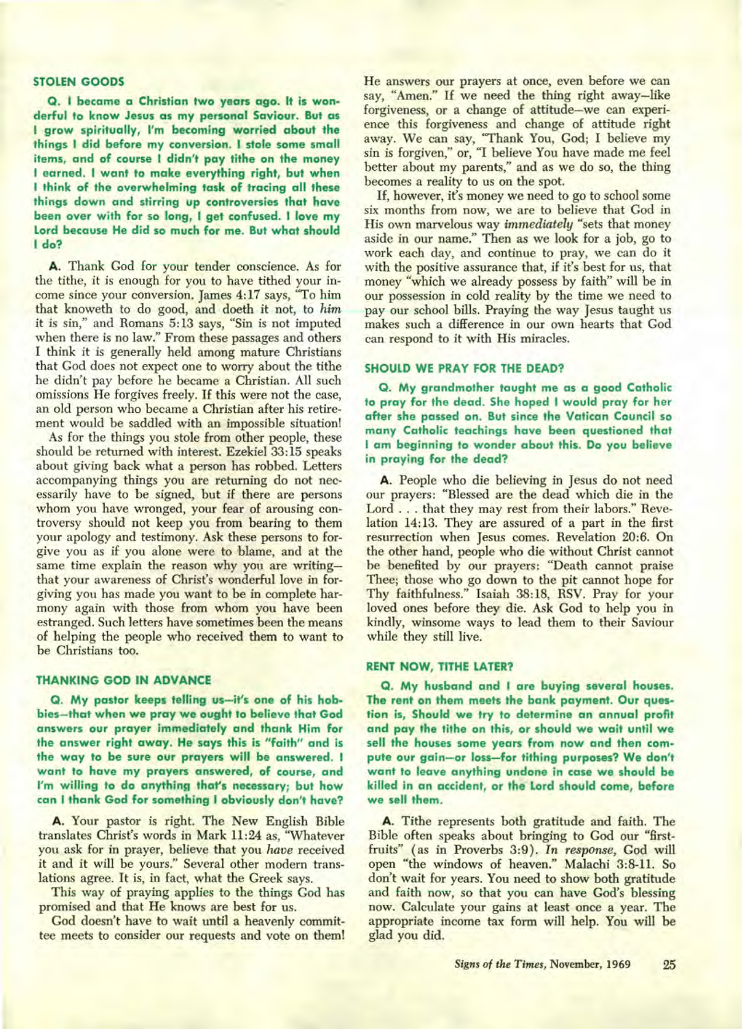## STOLEN GOODS

**Q. I became a Christian two years ago. It is wonderful to know Jesus as my personal Saviour. But as I grow spiritually, I'm becoming worried about the things I did before my conversion. I stole some small items, and of course I didn't pay tithe on the money I earned. I want to make everything right, but when I think of the overwhelming task of tracing all these things down and stirring up controversies that have been over with for so long, I get confused. I love my Lord because He did so much for me. But what should I do?**

**A.** Thank God for your tender conscience. As for the tithe, it is enough for you to have tithed your income since your conversion. James 4:17 says, "To him that knoweth to do good, and doeth it not, to *him* it is sin," and Romans 5:13 says, "Sin is not imputed when there is no law." From these passages and others I think it is generally held among mature Christians that God does not expect one to worry about the tithe he didn't pay before he became a Christian. All such omissions He forgives freely. If this were not the case, an old person who became a Christian after his retirement would be saddled with an impossible situation!

As for the things you stole from other people, these should be returned with interest. Ezekiel 33:15 speaks about giving back what a person has robbed. Letters accompanying things you are returning do not necessarily have to be signed, but if there are persons whom you have wronged, your fear of arousing controversy should not keep you from bearing to them your apology and testimony. Ask these persons to forgive you as if you alone were to blame, and at the same time explain the reason why you are writing—that your awareness of Christ's wonderful love in forgiving you has made you want to be in complete harmony again with those from whom you have been estranged. Such letters have sometimes been the means of helping the people who received them to want to be Christians too.

## THANKING GOD IN ADVANCE

**Q. My pastor keeps telling us—it's one of his hobbies—that when we pray we ought to believe that God answers our prayer immediately and thank Him for the answer right away. He says this is "faith" and is the way to be sure our prayers will be answered. I want to have my prayers answered, of course, and I'm willing to do anything that's necessary; but how can I thank God for something I obviously don't have?**

**A.** Your pastor is right. The New English Bible translates Christ's words in Mark 11:24 as, "Whatever you ask for in prayer, believe that you *have* received it and it will be yours." Several other modern translations agree. It is, in fact, what the Greek says.

This way of praying applies to the things God has promised and that He knows are best for us.

God doesn't have to wait until a heavenly committee meets to consider our requests and vote on them! He answers our prayers at once, even before we can say, "Amen." If we need the thing right away—like forgiveness, or a change of attitude—we can experience this forgiveness and change of attitude right away. We can say, "Thank You, God; I believe my sin is forgiven," or, "I believe You have made me feel better about my parents," and as we do so, the thing becomes a reality to us on the spot.

If, however, it's money we need to go to school some six months from now, we are to believe that God in His own marvelous way *immediately* "sets that money aside in our name." Then as we look for a job, go to work each day, and continue to pray, we can do it with the positive assurance that, if it's best for us, that money "which we already possess by faith" will be in our possession in cold reality by the time we need to pay our school bills. Praying the way Jesus taught us makes such a difference in our own hearts that God can respond to it with His miracles.

## SHOULD WE PRAY FOR THE DEAD?

**Q. My grandmother taught me as a good Catholic to pray for the dead. She hoped I would pray for her after she passed on. But since the Vatican Council so many Catholic teachings have been questioned that I am beginning to wonder about this. Do you believe in praying for the dead?**

**A.** People who die believing in Jesus do not need our prayers: "Blessed are the dead which die in the Lord . . . that they may rest from their labors." Revelation 14:13. They are assured of a part in the first resurrection when Jesus comes. Revelation 20:6. On the other hand, people who die without Christ cannot be benefited by our prayers: "Death cannot praise Thee; those who go down to the pit cannot hope for Thy faithfulness." Isaiah 38:18, RSV. Pray for your loved ones before they die. Ask God to help you in kindly, winsome ways to lead them to their Saviour while they still live.

## RENT NOW, TITHE LATER?

**Q. My husband and I are buying several houses. The rent on them meets the bank payment. Our question is, Should we try to determine an annual profit and pay the tithe on this, or should we wait until we sell the houses some years from now and then compute our gain—or loss—for tithing purposes? We don't want to leave anything undone in case we should be killed in an accident, or the Lord should come, before we sell them.**

**A.** Tithe represents both gratitude and faith. The Bible often speaks about bringing to God our "firstfruits" (as in Proverbs 3:9). *In response,* God will open "the windows of heaven." Malachi 3:8-11. So don't wait for years. You need to show both gratitude and faith now, so that you can have God's blessing now. Calculate your gains at least once a year. The appropriate income tax form will help. You will be glad you did.